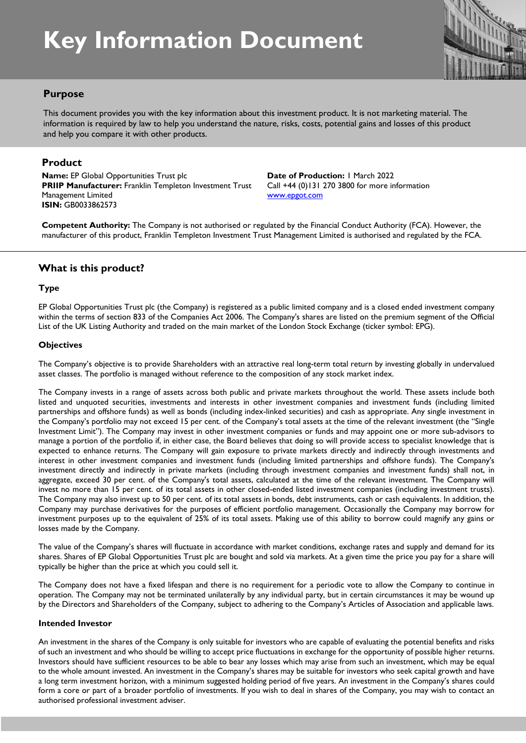# Key Information Document

## Purpose

This document provides you with the key information about this investment product. It is not marketing material. The information is required by law to help you understand the nature, risks, costs, potential gains and losses of this product and help you compare it with other products.

## Product

**Name:** EP Global Opportunities Trust plc
**PRIIP Manufacturer:** Franklin Templeton Investment Trust Management Limited
**ISIN:** GB0033862573

**Date of Production:** 1 March 2022
Call +44 (0)131 270 3800 for more information
www.epgot.com

**Competent Authority:** The Company is not authorised or regulated by the Financial Conduct Authority (FCA). However, the manufacturer of this product, Franklin Templeton Investment Trust Management Limited is authorised and regulated by the FCA.

## What is this product?

### Type

EP Global Opportunities Trust plc (the Company) is registered as a public limited company and is a closed ended investment company within the terms of section 833 of the Companies Act 2006. The Company's shares are listed on the premium segment of the Official List of the UK Listing Authority and traded on the main market of the London Stock Exchange (ticker symbol: EPG).

### Objectives

The Company's objective is to provide Shareholders with an attractive real long-term total return by investing globally in undervalued asset classes. The portfolio is managed without reference to the composition of any stock market index.

The Company invests in a range of assets across both public and private markets throughout the world. These assets include both listed and unquoted securities, investments and interests in other investment companies and investment funds (including limited partnerships and offshore funds) as well as bonds (including index-linked securities) and cash as appropriate. Any single investment in the Company's portfolio may not exceed 15 per cent. of the Company's total assets at the time of the relevant investment (the "Single Investment Limit"). The Company may invest in other investment companies or funds and may appoint one or more sub-advisors to manage a portion of the portfolio if, in either case, the Board believes that doing so will provide access to specialist knowledge that is expected to enhance returns. The Company will gain exposure to private markets directly and indirectly through investments and interest in other investment companies and investment funds (including limited partnerships and offshore funds). The Company's investment directly and indirectly in private markets (including through investment companies and investment funds) shall not, in aggregate, exceed 30 per cent. of the Company's total assets, calculated at the time of the relevant investment. The Company will invest no more than 15 per cent. of its total assets in other closed-ended listed investment companies (including investment trusts). The Company may also invest up to 50 per cent. of its total assets in bonds, debt instruments, cash or cash equivalents. In addition, the Company may purchase derivatives for the purposes of efficient portfolio management. Occasionally the Company may borrow for investment purposes up to the equivalent of 25% of its total assets. Making use of this ability to borrow could magnify any gains or losses made by the Company.

The value of the Company's shares will fluctuate in accordance with market conditions, exchange rates and supply and demand for its shares. Shares of EP Global Opportunities Trust plc are bought and sold via markets. At a given time the price you pay for a share will typically be higher than the price at which you could sell it.

The Company does not have a fixed lifespan and there is no requirement for a periodic vote to allow the Company to continue in operation. The Company may not be terminated unilaterally by any individual party, but in certain circumstances it may be wound up by the Directors and Shareholders of the Company, subject to adhering to the Company's Articles of Association and applicable laws.

### Intended Investor

An investment in the shares of the Company is only suitable for investors who are capable of evaluating the potential benefits and risks of such an investment and who should be willing to accept price fluctuations in exchange for the opportunity of possible higher returns. Investors should have sufficient resources to be able to bear any losses which may arise from such an investment, which may be equal to the whole amount invested. An investment in the Company's shares may be suitable for investors who seek capital growth and have a long term investment horizon, with a minimum suggested holding period of five years. An investment in the Company's shares could form a core or part of a broader portfolio of investments. If you wish to deal in shares of the Company, you may wish to contact an authorised professional investment adviser.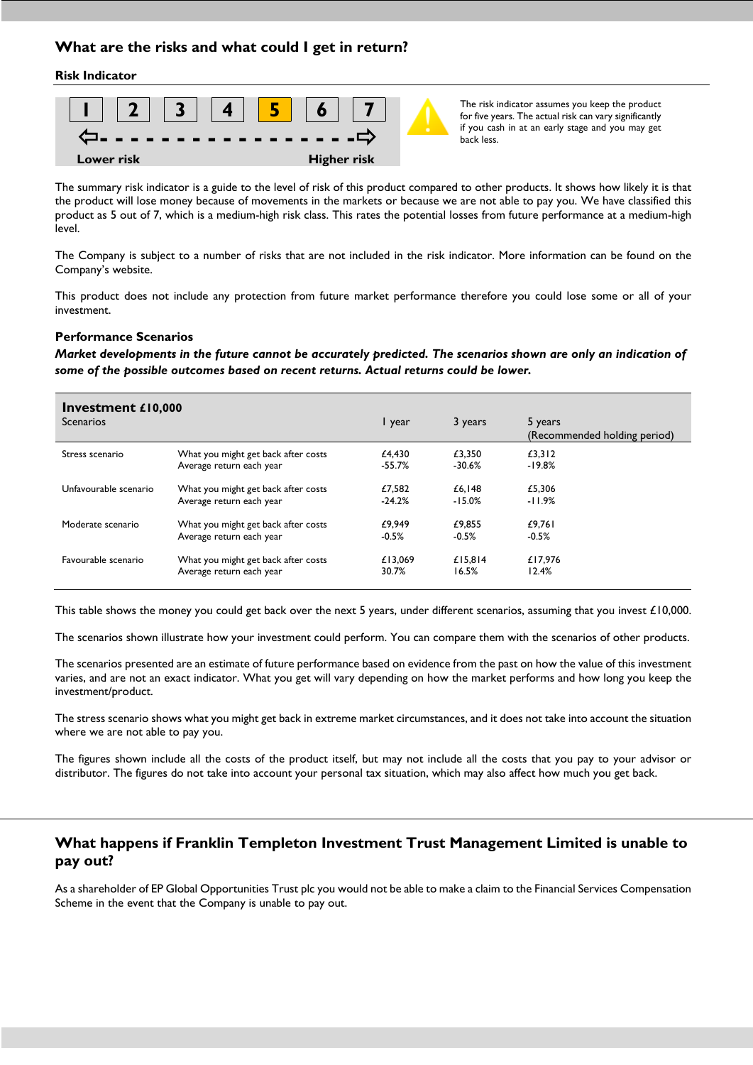## What are the risks and what could I get in return?

### Risk Indicator

| 1 | 2 | 3 | 4 | **5** | 6 | 7 |
|---|---|---|---|---|---|---|

Lower risk ← → Higher risk

The risk indicator assumes you keep the product for five years. The actual risk can vary significantly if you cash in at an early stage and you may get back less.

The summary risk indicator is a guide to the level of risk of this product compared to other products. It shows how likely it is that the product will lose money because of movements in the markets or because we are not able to pay you. We have classified this product as 5 out of 7, which is a medium-high risk class. This rates the potential losses from future performance at a medium-high level.

The Company is subject to a number of risks that are not included in the risk indicator. More information can be found on the Company's website.

This product does not include any protection from future market performance therefore you could lose some or all of your investment.

### Performance Scenarios

***Market developments in the future cannot be accurately predicted. The scenarios shown are only an indication of some of the possible outcomes based on recent returns. Actual returns could be lower.***

| **Investment £10,000** Scenarios | | 1 year | 3 years | 5 years (Recommended holding period) |
|---|---|---|---|---|
| Stress scenario | What you might get back after costs | £4,430 | £3,350 | £3,312 |
| | Average return each year | -55.7% | -30.6% | -19.8% |
| Unfavourable scenario | What you might get back after costs | £7,582 | £6,148 | £5,306 |
| | Average return each year | -24.2% | -15.0% | -11.9% |
| Moderate scenario | What you might get back after costs | £9,949 | £9,855 | £9,761 |
| | Average return each year | -0.5% | -0.5% | -0.5% |
| Favourable scenario | What you might get back after costs | £13,069 | £15,814 | £17,976 |
| | Average return each year | 30.7% | 16.5% | 12.4% |

This table shows the money you could get back over the next 5 years, under different scenarios, assuming that you invest £10,000.

The scenarios shown illustrate how your investment could perform. You can compare them with the scenarios of other products.

The scenarios presented are an estimate of future performance based on evidence from the past on how the value of this investment varies, and are not an exact indicator. What you get will vary depending on how the market performs and how long you keep the investment/product.

The stress scenario shows what you might get back in extreme market circumstances, and it does not take into account the situation where we are not able to pay you.

The figures shown include all the costs of the product itself, but may not include all the costs that you pay to your advisor or distributor. The figures do not take into account your personal tax situation, which may also affect how much you get back.

## What happens if Franklin Templeton Investment Trust Management Limited is unable to pay out?

As a shareholder of EP Global Opportunities Trust plc you would not be able to make a claim to the Financial Services Compensation Scheme in the event that the Company is unable to pay out.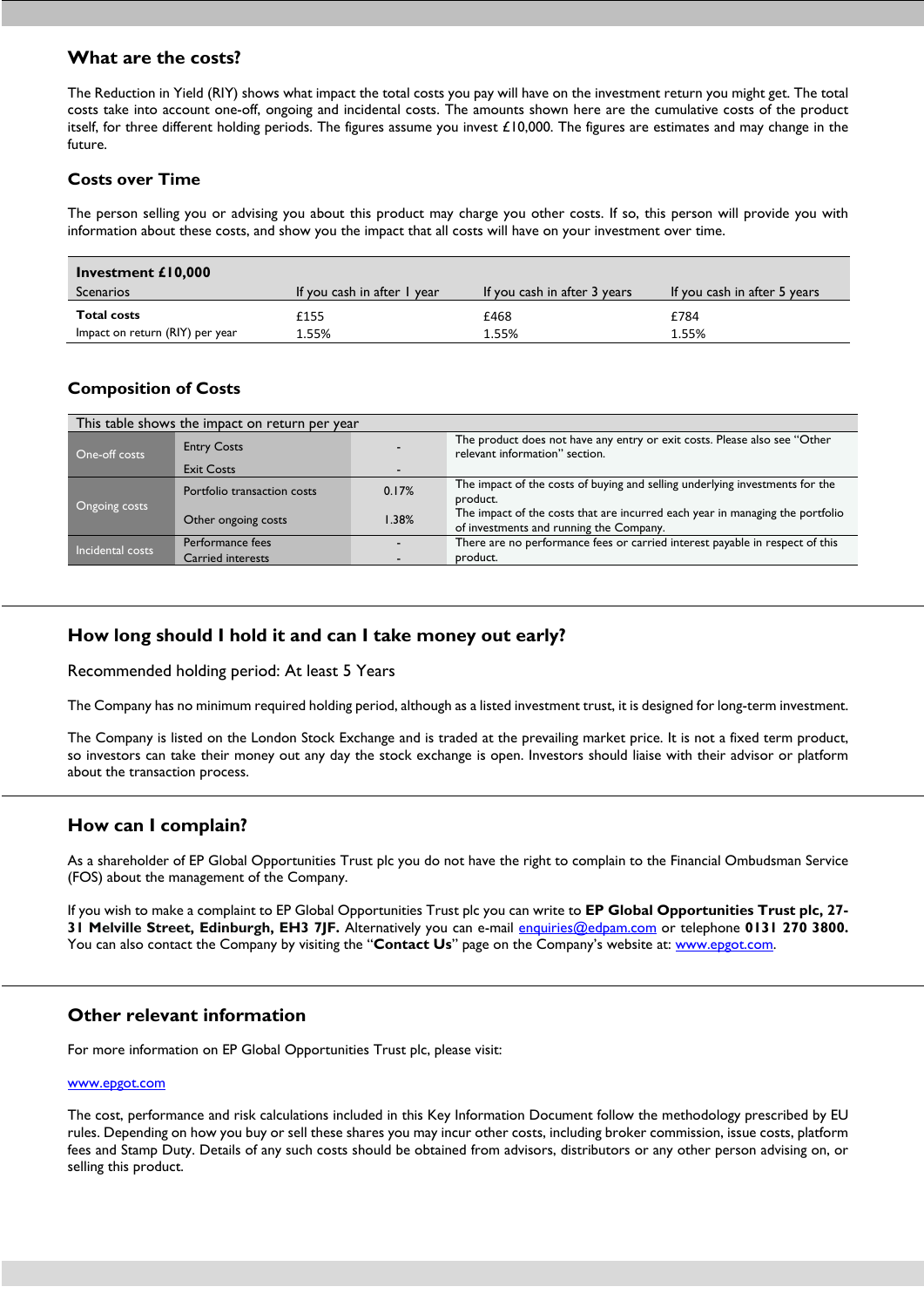## What are the costs?

The Reduction in Yield (RIY) shows what impact the total costs you pay will have on the investment return you might get. The total costs take into account one-off, ongoing and incidental costs. The amounts shown here are the cumulative costs of the product itself, for three different holding periods. The figures assume you invest £10,000. The figures are estimates and may change in the future.

### Costs over Time

The person selling you or advising you about this product may charge you other costs. If so, this person will provide you with information about these costs, and show you the impact that all costs will have on your investment over time.

| **Investment £10,000**<br>Scenarios | If you cash in after 1 year | If you cash in after 3 years | If you cash in after 5 years |
|---|---|---|---|
| **Total costs** | £155 | £468 | £784 |
| Impact on return (RIY) per year | 1.55% | 1.55% | 1.55% |

### Composition of Costs

| This table shows the impact on return per year | | | |
|---|---|---|---|
| One-off costs | Entry Costs | - | The product does not have any entry or exit costs. Please also see "Other relevant information" section. |
| | Exit Costs | - | |
| Ongoing costs | Portfolio transaction costs | 0.17% | The impact of the costs of buying and selling underlying investments for the product. |
| | Other ongoing costs | 1.38% | The impact of the costs that are incurred each year in managing the portfolio of investments and running the Company. |
| Incidental costs | Performance fees | - | There are no performance fees or carried interest payable in respect of this product. |
| | Carried interests | - | |

## How long should I hold it and can I take money out early?

Recommended holding period: At least 5 Years

The Company has no minimum required holding period, although as a listed investment trust, it is designed for long-term investment.

The Company is listed on the London Stock Exchange and is traded at the prevailing market price. It is not a fixed term product, so investors can take their money out any day the stock exchange is open. Investors should liaise with their advisor or platform about the transaction process.

## How can I complain?

As a shareholder of EP Global Opportunities Trust plc you do not have the right to complain to the Financial Ombudsman Service (FOS) about the management of the Company.

If you wish to make a complaint to EP Global Opportunities Trust plc you can write to **EP Global Opportunities Trust plc, 27-31 Melville Street, Edinburgh, EH3 7JF.** Alternatively you can e-mail enquiries@edpam.com or telephone **0131 270 3800.** You can also contact the Company by visiting the "**Contact Us**" page on the Company's website at: www.epgot.com.

## Other relevant information

For more information on EP Global Opportunities Trust plc, please visit:

www.epgot.com

The cost, performance and risk calculations included in this Key Information Document follow the methodology prescribed by EU rules. Depending on how you buy or sell these shares you may incur other costs, including broker commission, issue costs, platform fees and Stamp Duty. Details of any such costs should be obtained from advisors, distributors or any other person advising on, or selling this product.